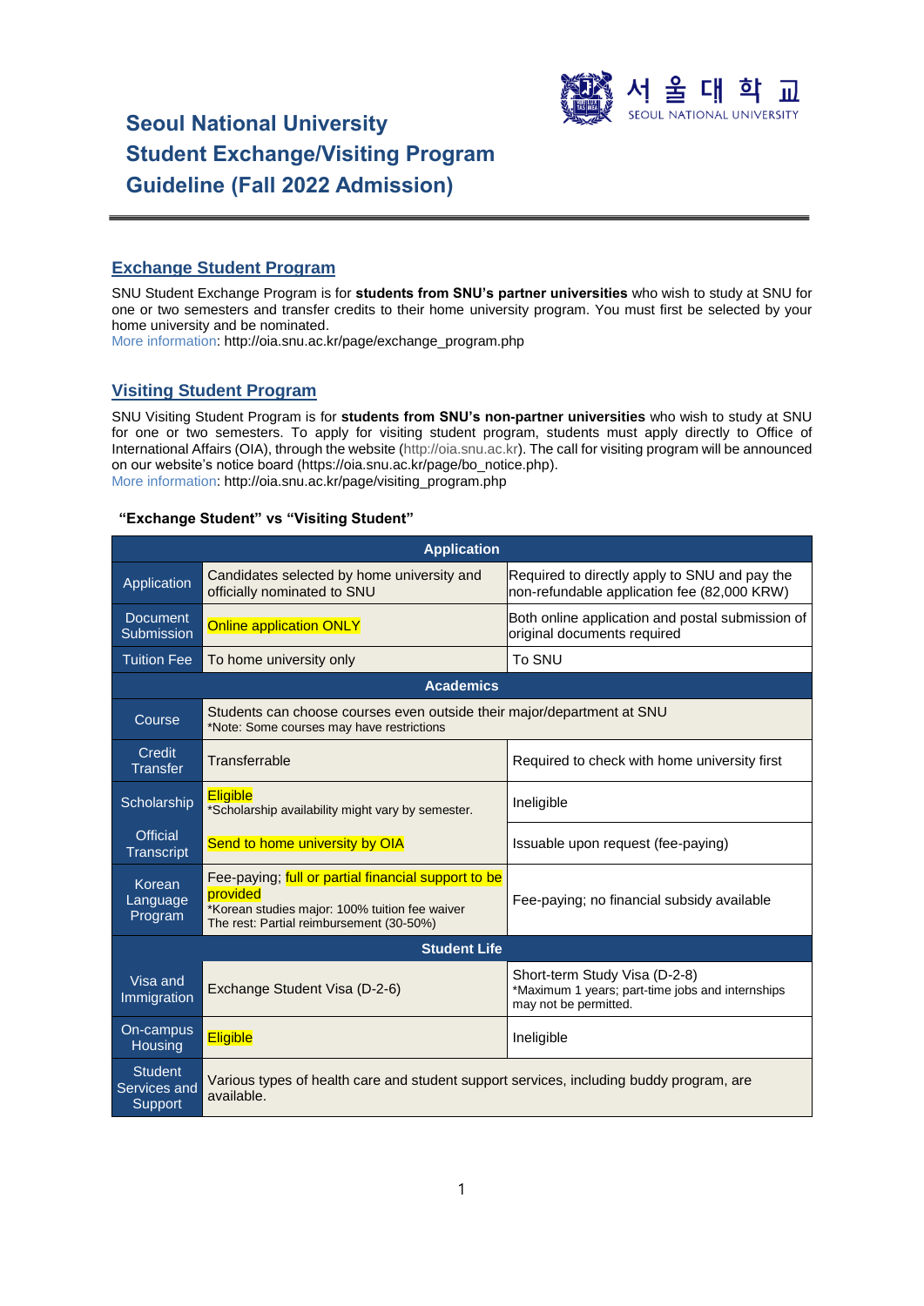# Seoul National University Student Exchange/Visiting Program Guideline (Fall 2022 Admission)

## Exchange Student Program

SNU Student Exchange Program is for **students from SNU's partner universities** who wish to study at SNU for one or two semesters and transfer credits to their home university program. You must first be selected by your home university and be nominated.
More information: http://oia.snu.ac.kr/page/exchange_program.php

## Visiting Student Program

SNU Visiting Student Program is for **students from SNU's non-partner universities** who wish to study at SNU for one or two semesters. To apply for visiting student program, students must apply directly to Office of International Affairs (OIA), through the website (http://oia.snu.ac.kr). The call for visiting program will be announced on our website's notice board (https://oia.snu.ac.kr/page/bo_notice.php).
More information: http://oia.snu.ac.kr/page/visiting_program.php

**"Exchange Student" vs "Visiting Student"**

| | Exchange Student | Visiting Student |
|---|---|---|
| **Application** | | |
| Application | Candidates selected by home university and officially nominated to SNU | Required to directly apply to SNU and pay the non-refundable application fee (82,000 KRW) |
| Document Submission | Online application ONLY | Both online application and postal submission of original documents required |
| Tuition Fee | To home university only | To SNU |
| **Academics** | | |
| Course | Students can choose courses even outside their major/department at SNU *Note: Some courses may have restrictions | |
| Credit Transfer | Transferrable | Required to check with home university first |
| Scholarship | Eligible *Scholarship availability might vary by semester. | Ineligible |
| Official Transcript | Send to home university by OIA | Issuable upon request (fee-paying) |
| Korean Language Program | Fee-paying; full or partial financial support to be provided *Korean studies major: 100% tuition fee waiver The rest: Partial reimbursement (30-50%) | Fee-paying; no financial subsidy available |
| **Student Life** | | |
| Visa and Immigration | Exchange Student Visa (D-2-6) | Short-term Study Visa (D-2-8) *Maximum 1 years; part-time jobs and internships may not be permitted. |
| On-campus Housing | Eligible | Ineligible |
| Student Services and Support | Various types of health care and student support services, including buddy program, are available. | |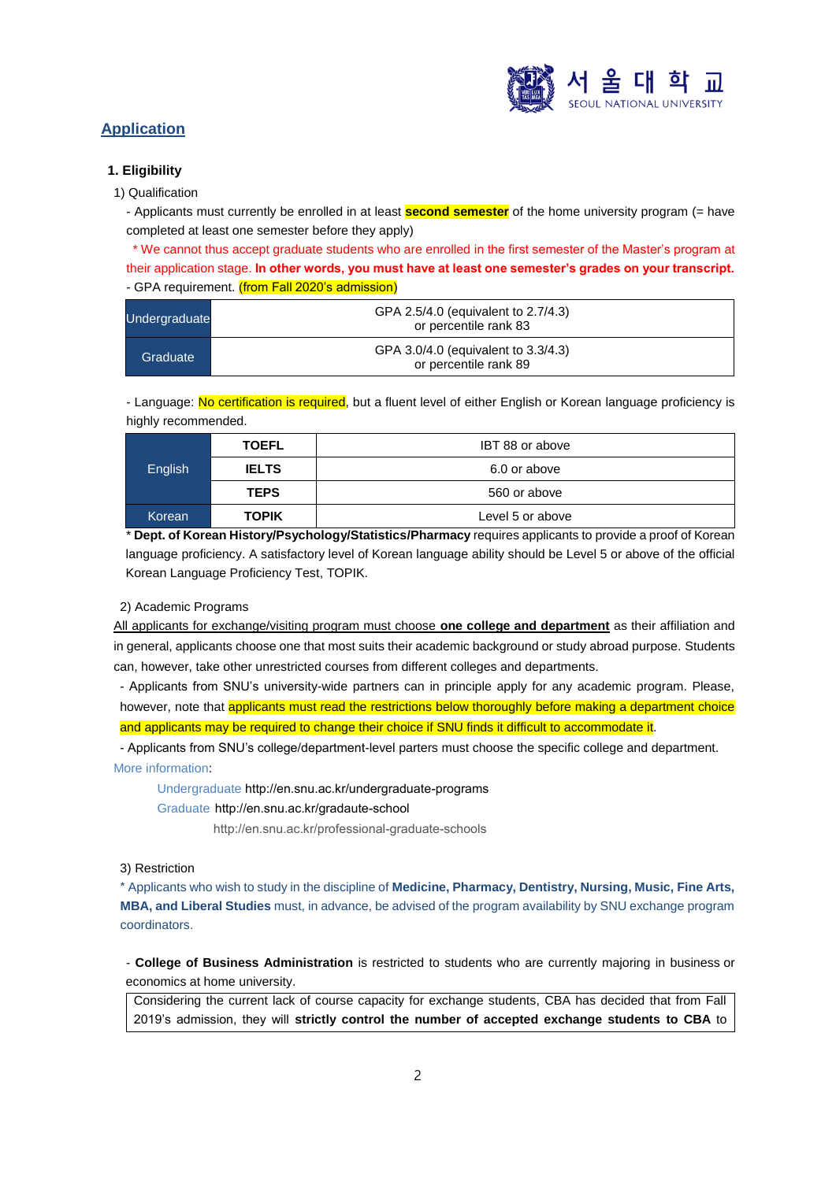## Application

### 1. Eligibility

1) Qualification

- Applicants must currently be enrolled in at least **second semester** of the home university program (= have completed at least one semester before they apply)

\* We cannot thus accept graduate students who are enrolled in the first semester of the Master's program at their application stage. **In other words, you must have at least one semester's grades on your transcript.**

- GPA requirement. (from Fall 2020's admission)

| | |
|---|---|
| Undergraduate | GPA 2.5/4.0 (equivalent to 2.7/4.3) or percentile rank 83 |
| Graduate | GPA 3.0/4.0 (equivalent to 3.3/4.3) or percentile rank 89 |

- Language: No certification is required, but a fluent level of either English or Korean language proficiency is highly recommended.

| | | |
|---|---|---|
| English | **TOEFL** | IBT 88 or above |
| | **IELTS** | 6.0 or above |
| | **TEPS** | 560 or above |
| Korean | **TOPIK** | Level 5 or above |

\* **Dept. of Korean History/Psychology/Statistics/Pharmacy** requires applicants to provide a proof of Korean language proficiency. A satisfactory level of Korean language ability should be Level 5 or above of the official Korean Language Proficiency Test, TOPIK.

2) Academic Programs

All applicants for exchange/visiting program must choose **one college and department** as their affiliation and in general, applicants choose one that most suits their academic background or study abroad purpose. Students can, however, take other unrestricted courses from different colleges and departments.

- Applicants from SNU's university-wide partners can in principle apply for any academic program. Please, however, note that applicants must read the restrictions below thoroughly before making a department choice and applicants may be required to change their choice if SNU finds it difficult to accommodate it.
- Applicants from SNU's college/department-level parters must choose the specific college and department.

More information:

Undergraduate http://en.snu.ac.kr/undergraduate-programs
Graduate http://en.snu.ac.kr/gradaute-school
http://en.snu.ac.kr/professional-graduate-schools

3) Restriction

\* Applicants who wish to study in the discipline of **Medicine, Pharmacy, Dentistry, Nursing, Music, Fine Arts, MBA, and Liberal Studies** must, in advance, be advised of the program availability by SNU exchange program coordinators.

- **College of Business Administration** is restricted to students who are currently majoring in business or economics at home university.

Considering the current lack of course capacity for exchange students, CBA has decided that from Fall 2019's admission, they will **strictly control the number of accepted exchange students to CBA** to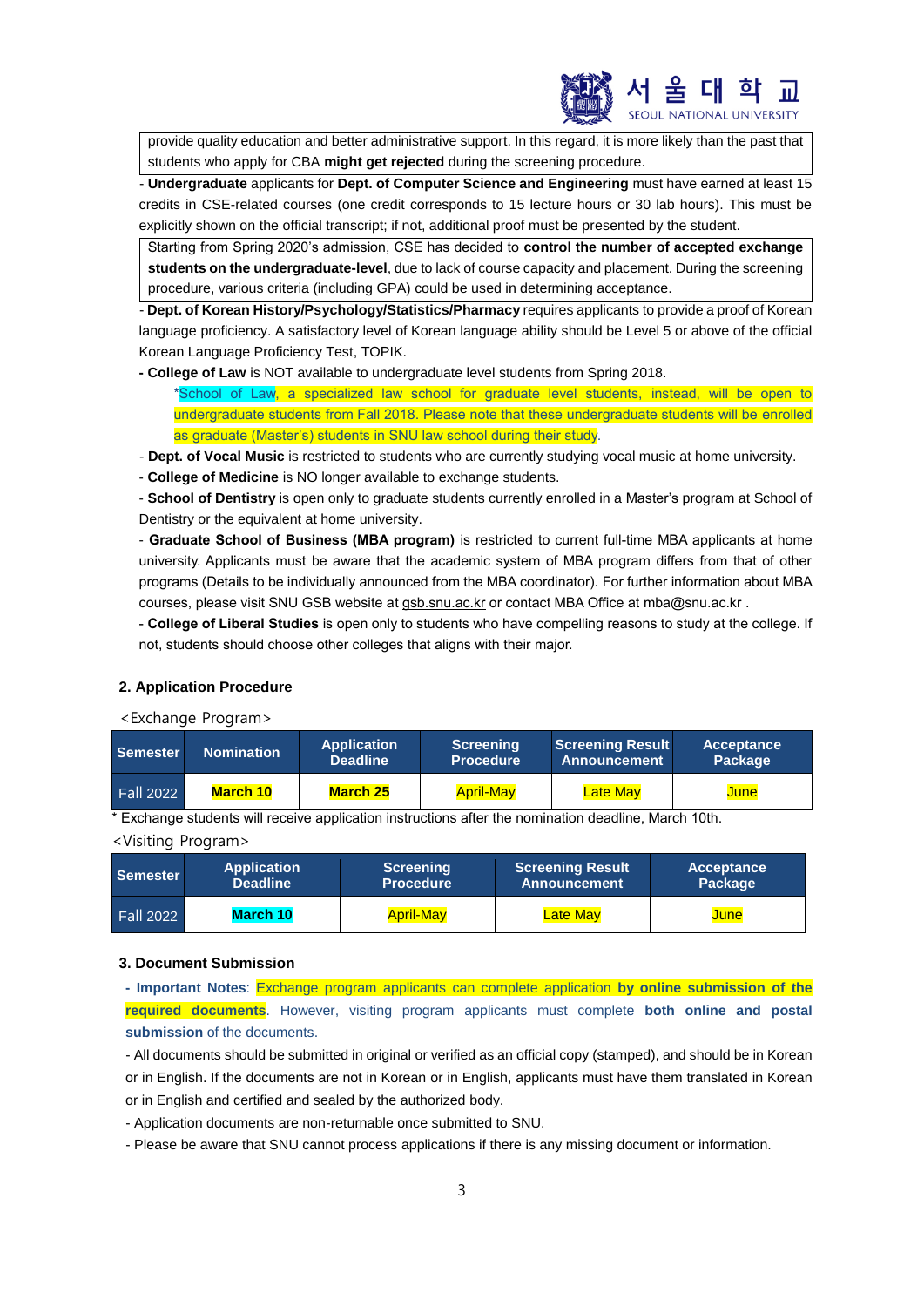provide quality education and better administrative support. In this regard, it is more likely than the past that students who apply for CBA **might get rejected** during the screening procedure.

- **Undergraduate** applicants for **Dept. of Computer Science and Engineering** must have earned at least 15 credits in CSE-related courses (one credit corresponds to 15 lecture hours or 30 lab hours). This must be explicitly shown on the official transcript; if not, additional proof must be presented by the student.

Starting from Spring 2020's admission, CSE has decided to **control the number of accepted exchange students on the undergraduate-level**, due to lack of course capacity and placement. During the screening procedure, various criteria (including GPA) could be used in determining acceptance.

- **Dept. of Korean History/Psychology/Statistics/Pharmacy** requires applicants to provide a proof of Korean language proficiency. A satisfactory level of Korean language ability should be Level 5 or above of the official Korean Language Proficiency Test, TOPIK.
- **College of Law** is NOT available to undergraduate level students from Spring 2018.

  *School of Law, a specialized law school for graduate level students, instead, will be open to undergraduate students from Fall 2018. Please note that these undergraduate students will be enrolled as graduate (Master's) students in SNU law school during their study.

- **Dept. of Vocal Music** is restricted to students who are currently studying vocal music at home university.
- **College of Medicine** is NO longer available to exchange students.
- **School of Dentistry** is open only to graduate students currently enrolled in a Master's program at School of Dentistry or the equivalent at home university.
- **Graduate School of Business (MBA program)** is restricted to current full-time MBA applicants at home university. Applicants must be aware that the academic system of MBA program differs from that of other programs (Details to be individually announced from the MBA coordinator). For further information about MBA courses, please visit SNU GSB website at gsb.snu.ac.kr or contact MBA Office at mba@snu.ac.kr .
- **College of Liberal Studies** is open only to students who have compelling reasons to study at the college. If not, students should choose other colleges that aligns with their major.

## 2. Application Procedure

<Exchange Program>

| Semester | Nomination | Application Deadline | Screening Procedure | Screening Result Announcement | Acceptance Package |
|---|---|---|---|---|---|
| Fall 2022 | **March 10** | **March 25** | April-May | Late May | June |

* Exchange students will receive application instructions after the nomination deadline, March 10th.

<Visiting Program>

| Semester | Application Deadline | Screening Procedure | Screening Result Announcement | Acceptance Package |
|---|---|---|---|---|
| Fall 2022 | **March 10** | April-May | Late May | June |

## 3. Document Submission

**- Important Notes**: Exchange program applicants can complete application **by online submission of the required documents**. However, visiting program applicants must complete **both online and postal submission** of the documents.

- All documents should be submitted in original or verified as an official copy (stamped), and should be in Korean or in English. If the documents are not in Korean or in English, applicants must have them translated in Korean or in English and certified and sealed by the authorized body.
- Application documents are non-returnable once submitted to SNU.
- Please be aware that SNU cannot process applications if there is any missing document or information.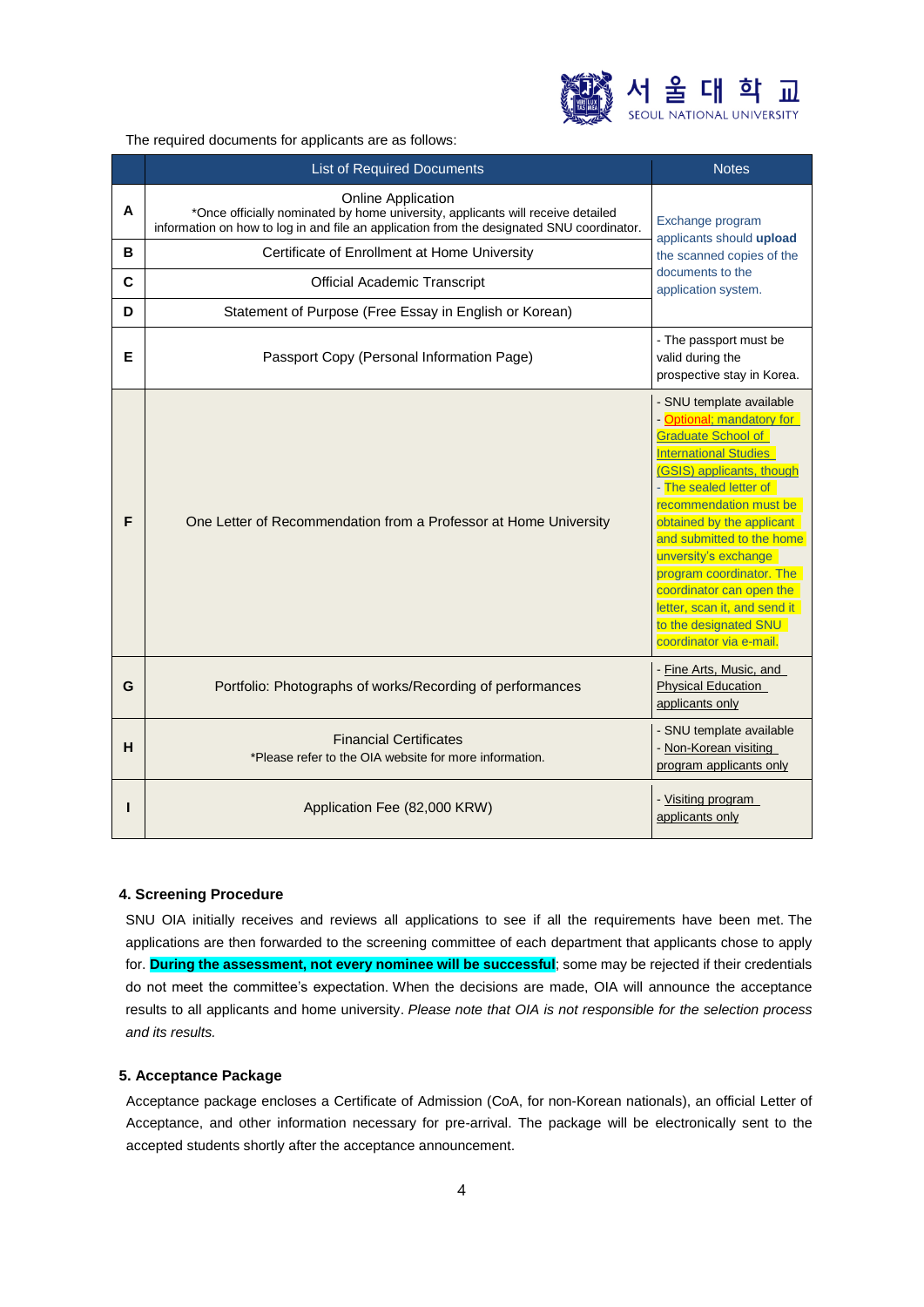The required documents for applicants are as follows:

| | List of Required Documents | Notes |
|---|---|---|
| A | Online Application<br>*Once officially nominated by home university, applicants will receive detailed information on how to log in and file an application from the designated SNU coordinator. | Exchange program applicants should **upload** the scanned copies of the documents to the application system. |
| B | Certificate of Enrollment at Home University | |
| C | Official Academic Transcript | |
| D | Statement of Purpose (Free Essay in English or Korean) | |
| E | Passport Copy (Personal Information Page) | - The passport must be valid during the prospective stay in Korea. |
| F | One Letter of Recommendation from a Professor at Home University | - SNU template available<br>- Optional; mandatory for Graduate School of International Studies (GSIS) applicants, though<br>- The sealed letter of recommendation must be obtained by the applicant and submitted to the home unversity's exchange program coordinator. The coordinator can open the letter, scan it, and send it to the designated SNU coordinator via e-mail. |
| G | Portfolio: Photographs of works/Recording of performances | - Fine Arts, Music, and Physical Education applicants only |
| H | Financial Certificates<br>*Please refer to the OIA website for more information. | - SNU template available<br>- Non-Korean visiting program applicants only |
| I | Application Fee (82,000 KRW) | - Visiting program applicants only |

## 4. Screening Procedure

SNU OIA initially receives and reviews all applications to see if all the requirements have been met. The applications are then forwarded to the screening committee of each department that applicants chose to apply for. **During the assessment, not every nominee will be successful**; some may be rejected if their credentials do not meet the committee's expectation. When the decisions are made, OIA will announce the acceptance results to all applicants and home university. *Please note that OIA is not responsible for the selection process and its results.*

## 5. Acceptance Package

Acceptance package encloses a Certificate of Admission (CoA, for non-Korean nationals), an official Letter of Acceptance, and other information necessary for pre-arrival. The package will be electronically sent to the accepted students shortly after the acceptance announcement.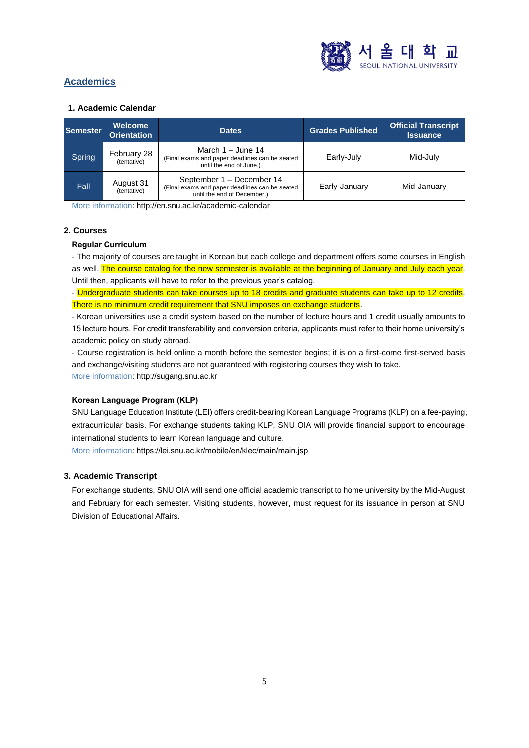## Academics

### 1. Academic Calendar

| Semester | Welcome Orientation | Dates | Grades Published | Official Transcript Issuance |
|---|---|---|---|---|
| Spring | February 28 (tentative) | March 1 – June 14 (Final exams and paper deadlines can be seated until the end of June.) | Early-July | Mid-July |
| Fall | August 31 (tentative) | September 1 – December 14 (Final exams and paper deadlines can be seated until the end of December.) | Early-January | Mid-January |

More information: http://en.snu.ac.kr/academic-calendar

### 2. Courses

**Regular Curriculum**

- The majority of courses are taught in Korean but each college and department offers some courses in English as well. The course catalog for the new semester is available at the beginning of January and July each year. Until then, applicants will have to refer to the previous year's catalog.
- Undergraduate students can take courses up to 18 credits and graduate students can take up to 12 credits. There is no minimum credit requirement that SNU imposes on exchange students.
- Korean universities use a credit system based on the number of lecture hours and 1 credit usually amounts to 15 lecture hours. For credit transferability and conversion criteria, applicants must refer to their home university's academic policy on study abroad.
- Course registration is held online a month before the semester begins; it is on a first-come first-served basis and exchange/visiting students are not guaranteed with registering courses they wish to take.

More information: http://sugang.snu.ac.kr

**Korean Language Program (KLP)**

SNU Language Education Institute (LEI) offers credit-bearing Korean Language Programs (KLP) on a fee-paying, extracurricular basis. For exchange students taking KLP, SNU OIA will provide financial support to encourage international students to learn Korean language and culture.

More information: https://lei.snu.ac.kr/mobile/en/klec/main/main.jsp

### 3. Academic Transcript

For exchange students, SNU OIA will send one official academic transcript to home university by the Mid-August and February for each semester. Visiting students, however, must request for its issuance in person at SNU Division of Educational Affairs.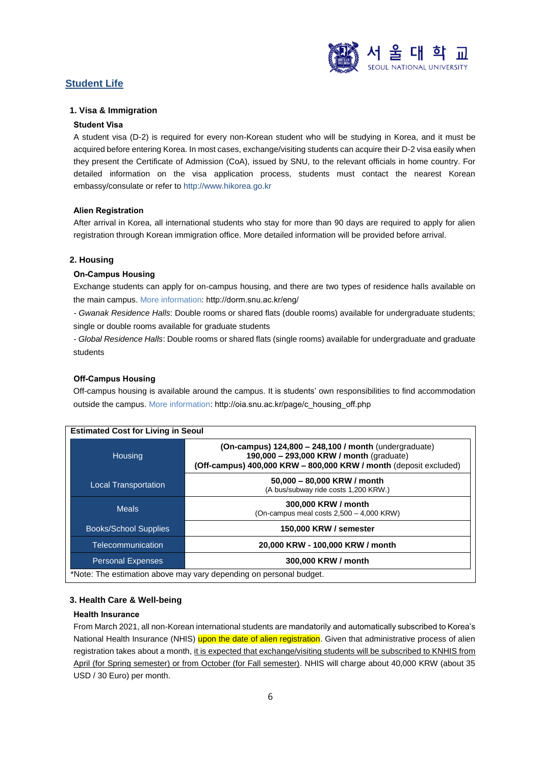## Student Life

### 1. Visa & Immigration

#### Student Visa

A student visa (D-2) is required for every non-Korean student who will be studying in Korea, and it must be acquired before entering Korea. In most cases, exchange/visiting students can acquire their D-2 visa easily when they present the Certificate of Admission (CoA), issued by SNU, to the relevant officials in home country. For detailed information on the visa application process, students must contact the nearest Korean embassy/consulate or refer to http://www.hikorea.go.kr

#### Alien Registration

After arrival in Korea, all international students who stay for more than 90 days are required to apply for alien registration through Korean immigration office. More detailed information will be provided before arrival.

### 2. Housing

#### On-Campus Housing

Exchange students can apply for on-campus housing, and there are two types of residence halls available on the main campus. More information: http://dorm.snu.ac.kr/eng/

- *Gwanak Residence Halls*: Double rooms or shared flats (double rooms) available for undergraduate students; single or double rooms available for graduate students
- *Global Residence Halls*: Double rooms or shared flats (single rooms) available for undergraduate and graduate students

#### Off-Campus Housing

Off-campus housing is available around the campus. It is students' own responsibilities to find accommodation outside the campus. More information: http://oia.snu.ac.kr/page/c_housing_off.php

**Estimated Cost for Living in Seoul**

| Item | Cost |
|---|---|
| Housing | **(On-campus) 124,800 – 248,100 / month** (undergraduate)<br>**190,000 – 293,000 KRW / month** (graduate)<br>**(Off-campus) 400,000 KRW – 800,000 KRW / month** (deposit excluded) |
| Local Transportation | **50,000 – 80,000 KRW / month**<br>(A bus/subway ride costs 1,200 KRW.) |
| Meals | **300,000 KRW / month**<br>(On-campus meal costs 2,500 – 4,000 KRW) |
| Books/School Supplies | **150,000 KRW / semester** |
| Telecommunication | **20,000 KRW - 100,000 KRW / month** |
| Personal Expenses | **300,000 KRW / month** |

*Note: The estimation above may vary depending on personal budget.

### 3. Health Care & Well-being

#### Health Insurance

From March 2021, all non-Korean international students are mandatorily and automatically subscribed to Korea's National Health Insurance (NHIS) upon the date of alien registration. Given that administrative process of alien registration takes about a month, it is expected that exchange/visiting students will be subscribed to KNHIS from April (for Spring semester) or from October (for Fall semester). NHIS will charge about 40,000 KRW (about 35 USD / 30 Euro) per month.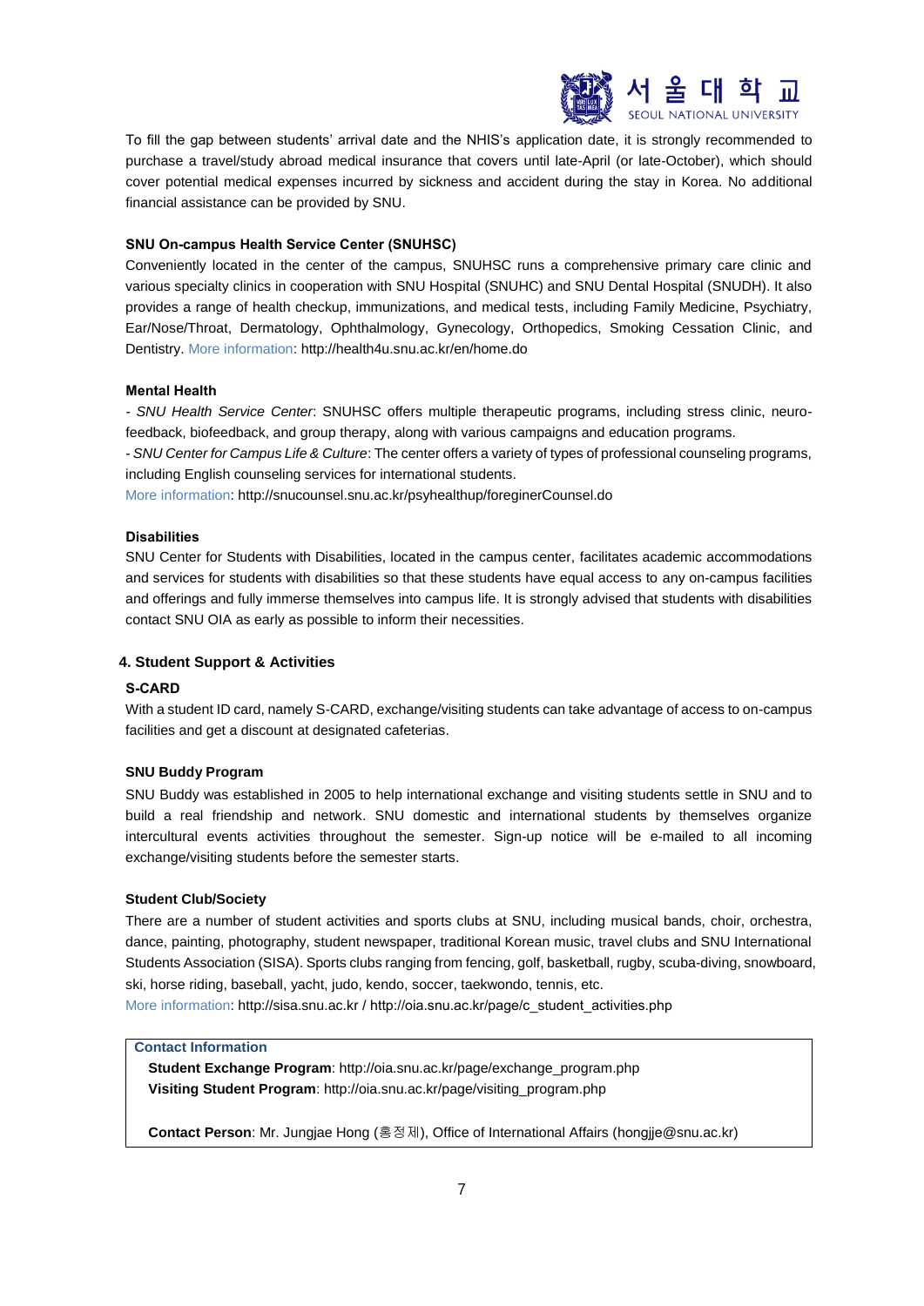To fill the gap between students' arrival date and the NHIS's application date, it is strongly recommended to purchase a travel/study abroad medical insurance that covers until late-April (or late-October), which should cover potential medical expenses incurred by sickness and accident during the stay in Korea. No additional financial assistance can be provided by SNU.

**SNU On-campus Health Service Center (SNUHSC)**

Conveniently located in the center of the campus, SNUHSC runs a comprehensive primary care clinic and various specialty clinics in cooperation with SNU Hospital (SNUHC) and SNU Dental Hospital (SNUDH). It also provides a range of health checkup, immunizations, and medical tests, including Family Medicine, Psychiatry, Ear/Nose/Throat, Dermatology, Ophthalmology, Gynecology, Orthopedics, Smoking Cessation Clinic, and Dentistry. More information: http://health4u.snu.ac.kr/en/home.do

**Mental Health**

- *SNU Health Service Center*: SNUHSC offers multiple therapeutic programs, including stress clinic, neuro-feedback, biofeedback, and group therapy, along with various campaigns and education programs.
- *SNU Center for Campus Life & Culture*: The center offers a variety of types of professional counseling programs, including English counseling services for international students.

More information: http://snucounsel.snu.ac.kr/psyhealthup/foreginerCounsel.do

**Disabilities**

SNU Center for Students with Disabilities, located in the campus center, facilitates academic accommodations and services for students with disabilities so that these students have equal access to any on-campus facilities and offerings and fully immerse themselves into campus life. It is strongly advised that students with disabilities contact SNU OIA as early as possible to inform their necessities.

## 4. Student Support & Activities

**S-CARD**

With a student ID card, namely S-CARD, exchange/visiting students can take advantage of access to on-campus facilities and get a discount at designated cafeterias.

**SNU Buddy Program**

SNU Buddy was established in 2005 to help international exchange and visiting students settle in SNU and to build a real friendship and network. SNU domestic and international students by themselves organize intercultural events activities throughout the semester. Sign-up notice will be e-mailed to all incoming exchange/visiting students before the semester starts.

**Student Club/Society**

There are a number of student activities and sports clubs at SNU, including musical bands, choir, orchestra, dance, painting, photography, student newspaper, traditional Korean music, travel clubs and SNU International Students Association (SISA). Sports clubs ranging from fencing, golf, basketball, rugby, scuba-diving, snowboard, ski, horse riding, baseball, yacht, judo, kendo, soccer, taekwondo, tennis, etc.

More information: http://sisa.snu.ac.kr / http://oia.snu.ac.kr/page/c_student_activities.php

**Contact Information**

**Student Exchange Program**: http://oia.snu.ac.kr/page/exchange_program.php
**Visiting Student Program**: http://oia.snu.ac.kr/page/visiting_program.php

**Contact Person**: Mr. Jungjae Hong (홍정제), Office of International Affairs (hongjje@snu.ac.kr)